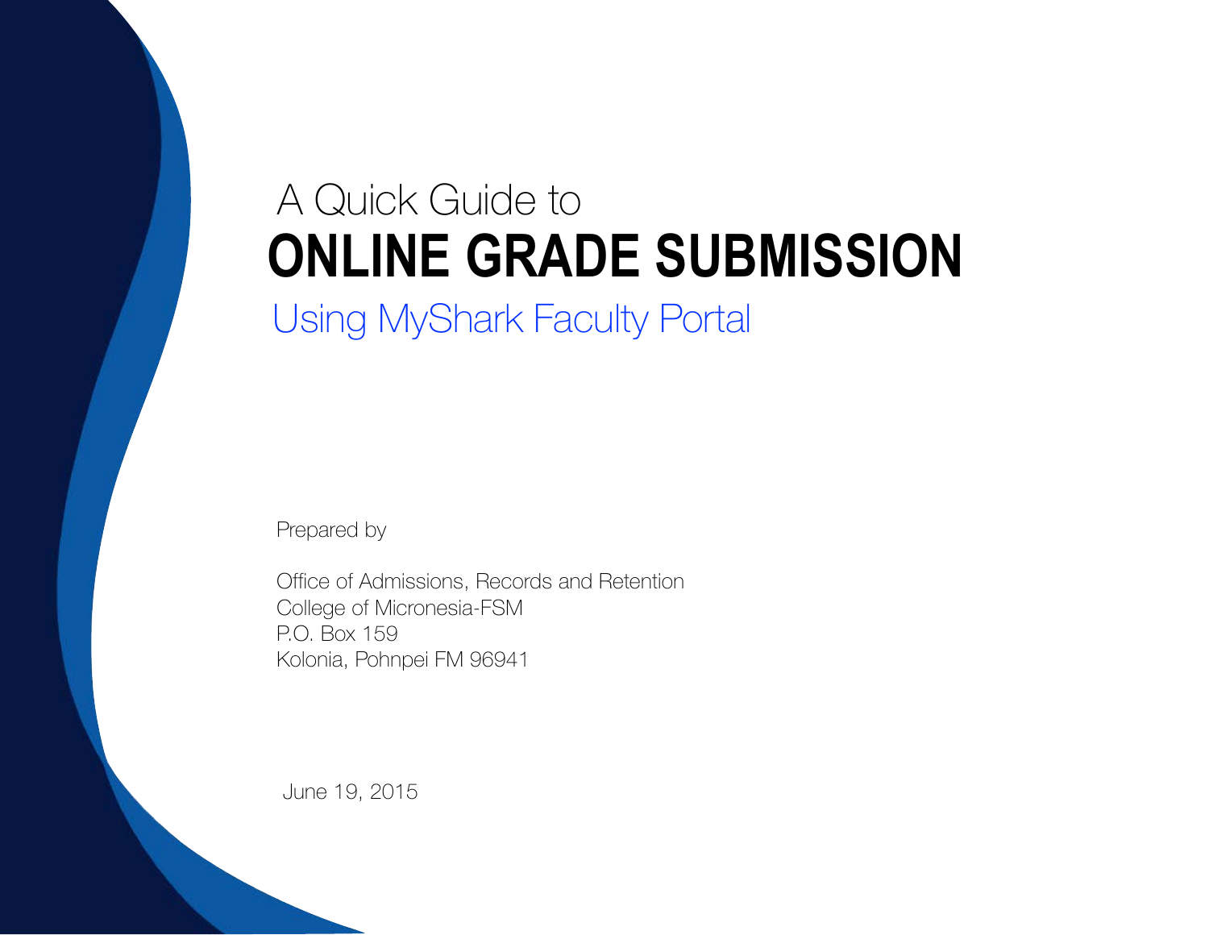A Quick Guide to

# ONLINE GRADE SUBMISSION

## Using MyShark Faculty Portal

Prepared by

Office of Admissions, Records and Retention
College of Micronesia-FSM
P.O. Box 159
Kolonia, Pohnpei FM 96941

June 19, 2015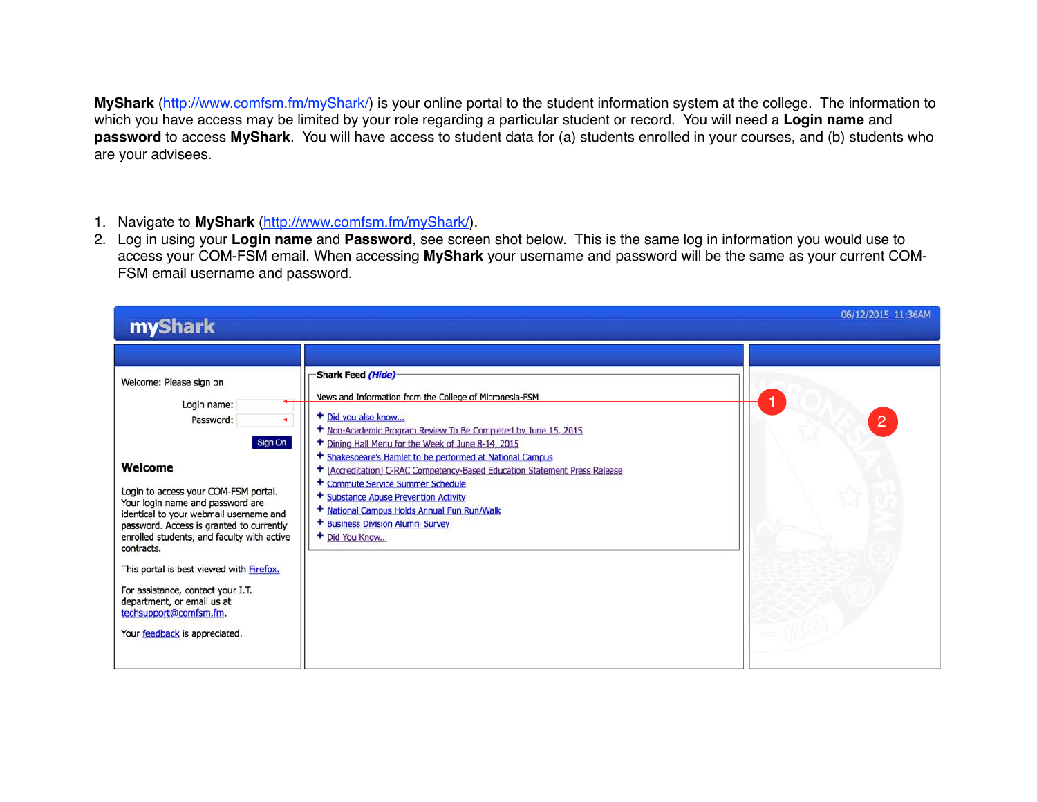**MyShark** (http://www.comfsm.fm/myShark/) is your online portal to the student information system at the college. The information to which you have access may be limited by your role regarding a particular student or record. You will need a **Login name** and **password** to access **MyShark**. You will have access to student data for (a) students enrolled in your courses, and (b) students who are your advisees.

1. Navigate to **MyShark** (http://www.comfsm.fm/myShark/).
2. Log in using your **Login name** and **Password**, see screen shot below. This is the same log in information you would use to access your COM-FSM email. When accessing **MyShark** your username and password will be the same as your current COM-FSM email username and password.

myShark

06/12/2015 11:36AM

Welcome: Please sign on

Login name: ← 1

Password: ← 2

Sign On

**Welcome**

Login to access your COM-FSM portal. Your login name and password are identical to your webmail username and password. Access is granted to currently enrolled students, and faculty with active contracts.

This portal is best viewed with Firefox.

For assistance, contact your I.T. department, or email us at techsupport@comfsm.fm.

Your feedback is appreciated.

**Shark Feed** *(Hide)*

News and Information from the College of Micronesia-FSM

- Did you also know...
- Non-Academic Program Review To Be Completed by June 15, 2015
- Dining Hall Menu for the Week of June 8-14, 2015
- Shakespeare's Hamlet to be performed at National Campus
- [Accreditation] C-RAC Competency-Based Education Statement Press Release
- Commute Service Summer Schedule
- Substance Abuse Prevention Activity
- National Campus Holds Annual Fun Run/Walk
- Business Division Alumni Survey
- Did You Know...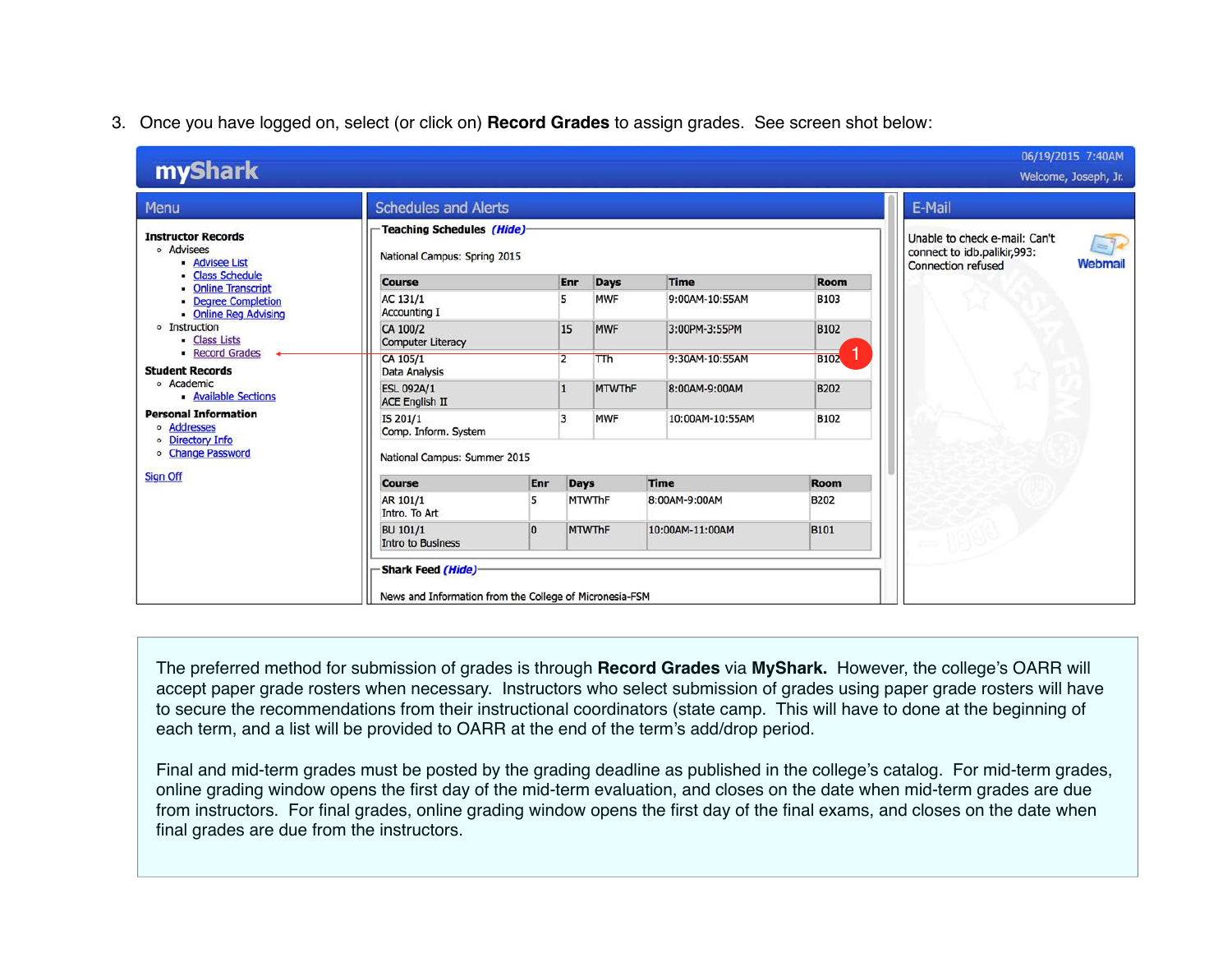3. Once you have logged on, select (or click on) **Record Grades** to assign grades. See screen shot below:

**myShark** — 06/19/2015 7:40AM — Welcome, Joseph, Jr.

**Menu**

**Instructor Records**
- Advisees
  - Advisee List
  - Class Schedule
  - Online Transcript
  - Degree Completion
  - Online Reg Advising
- Instruction
  - Class Lists
  - Record Grades

**Student Records**
- Academic
  - Available Sections

**Personal Information**
- Addresses
- Directory Info
- Change Password

Sign Off

**Schedules and Alerts**

**Teaching Schedules** *(Hide)*

National Campus: Spring 2015

| Course | Enr | Days | Time | Room |
| --- | --- | --- | --- | --- |
| AC 131/1 Accounting I | 5 | MWF | 9:00AM-10:55AM | B103 |
| CA 100/2 Computer Literacy | 15 | MWF | 3:00PM-3:55PM | B102 |
| CA 105/1 Data Analysis | 2 | TTh | 9:30AM-10:55AM | B102 |
| ESL 092A/1 ACE English II | 1 | MTWThF | 8:00AM-9:00AM | B202 |
| IS 201/1 Comp. Inform. System | 3 | MWF | 10:00AM-10:55AM | B102 |

National Campus: Summer 2015

| Course | Enr | Days | Time | Room |
| --- | --- | --- | --- | --- |
| AR 101/1 Intro. To Art | 5 | MTWThF | 8:00AM-9:00AM | B202 |
| BU 101/1 Intro to Business | 0 | MTWThF | 10:00AM-11:00AM | B101 |

**Shark Feed** *(Hide)*

News and Information from the College of Micronesia-FSM

**E-Mail**

Unable to check e-mail: Can't connect to idb.palikir,993: Connection refused

Webmail

The preferred method for submission of grades is through **Record Grades** via **MyShark.** However, the college's OARR will accept paper grade rosters when necessary. Instructors who select submission of grades using paper grade rosters will have to secure the recommendations from their instructional coordinators (state camp. This will have to done at the beginning of each term, and a list will be provided to OARR at the end of the term's add/drop period.

Final and mid-term grades must be posted by the grading deadline as published in the college's catalog. For mid-term grades, online grading window opens the first day of the mid-term evaluation, and closes on the date when mid-term grades are due from instructors. For final grades, online grading window opens the first day of the final exams, and closes on the date when final grades are due from the instructors.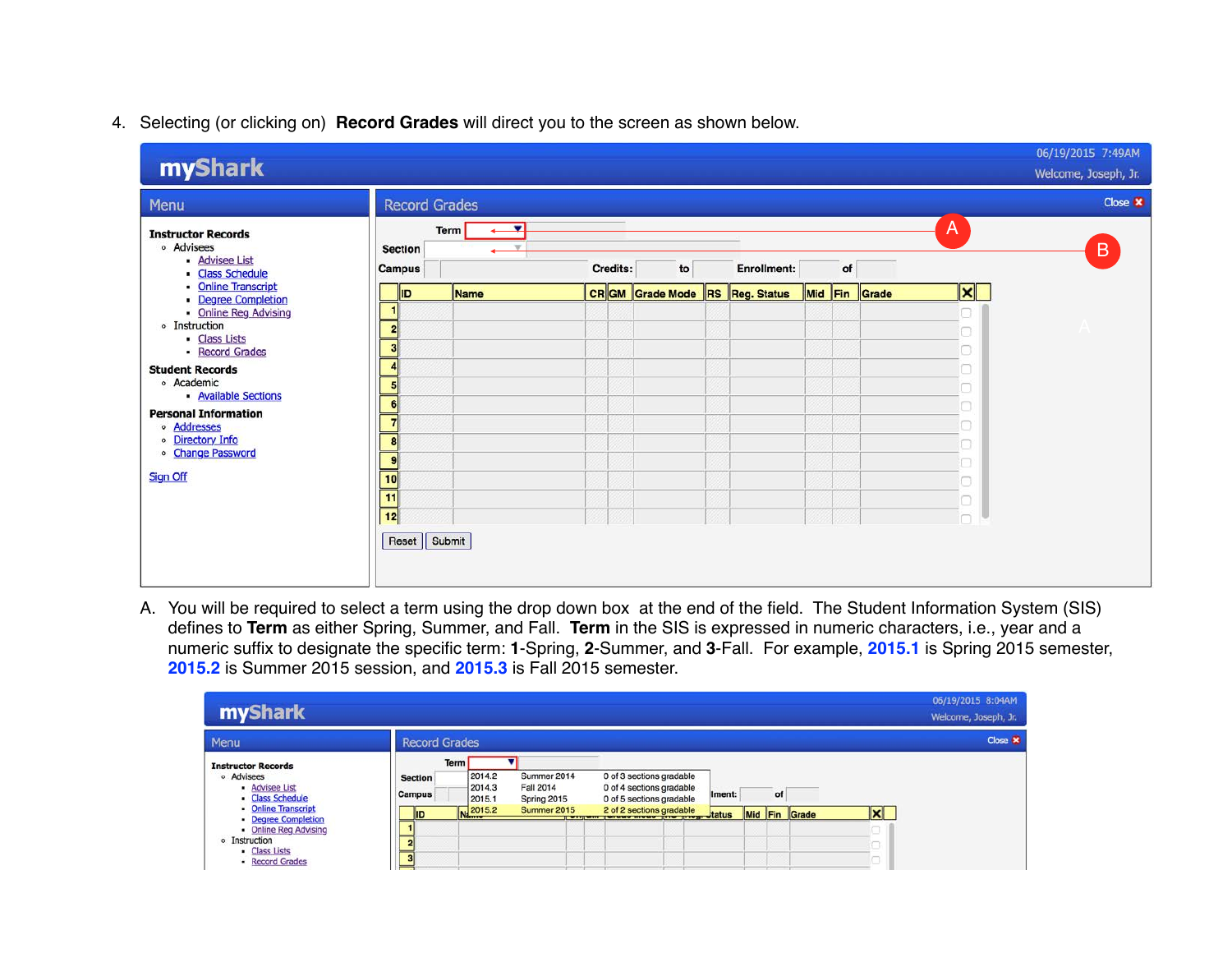4. Selecting (or clicking on) **Record Grades** will direct you to the screen as shown below.

A. You will be required to select a term using the drop down box at the end of the field. The Student Information System (SIS) defines to **Term** as either Spring, Summer, and Fall. **Term** in the SIS is expressed in numeric characters, i.e., year and a numeric suffix to designate the specific term: **1**-Spring, **2**-Summer, and **3**-Fall. For example, **2015.1** is Spring 2015 semester, **2015.2** is Summer 2015 session, and **2015.3** is Fall 2015 semester.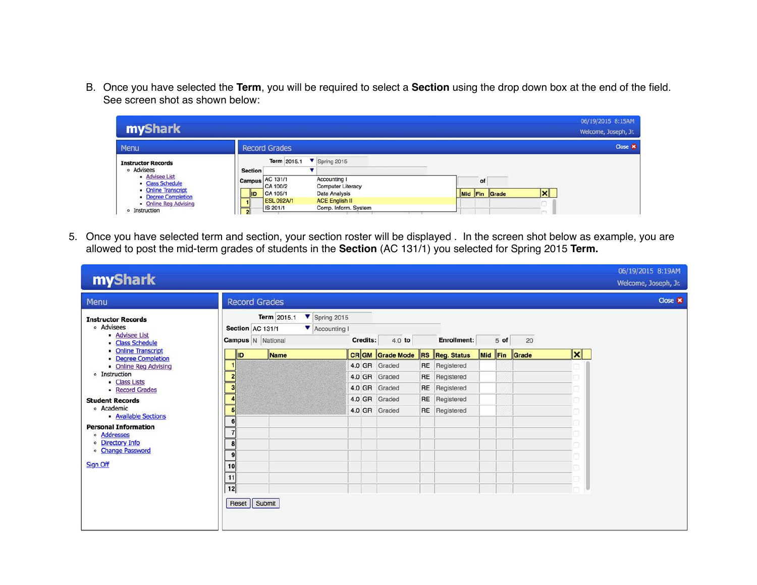B. Once you have selected the **Term**, you will be required to select a **Section** using the drop down box at the end of the field. See screen shot as shown below:

5. Once you have selected term and section, your section roster will be displayed . In the screen shot below as example, you are allowed to post the mid-term grades of students in the **Section** (AC 131/1) you selected for Spring 2015 **Term.**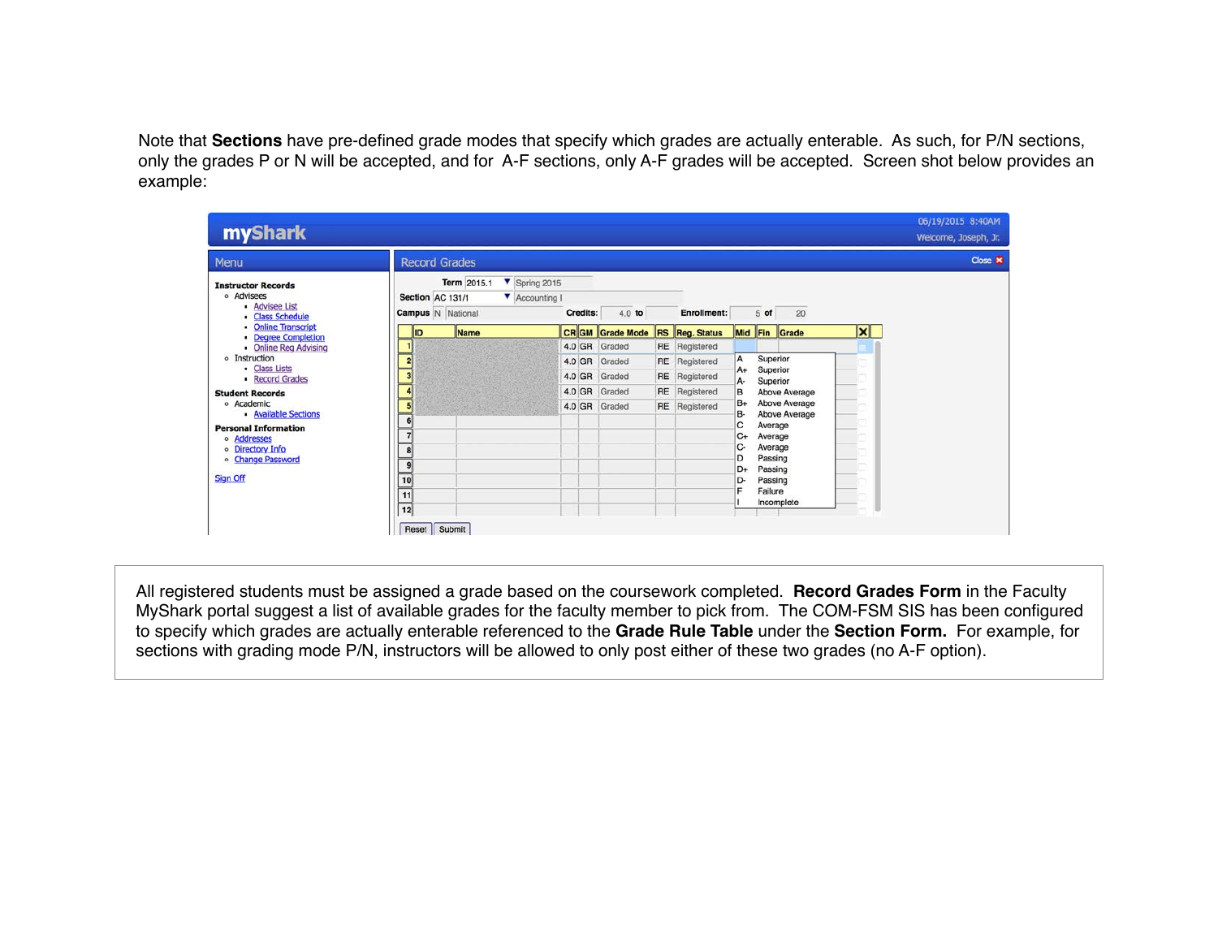Note that **Sections** have pre-defined grade modes that specify which grades are actually enterable. As such, for P/N sections, only the grades P or N will be accepted, and for A-F sections, only A-F grades will be accepted. Screen shot below provides an example:

All registered students must be assigned a grade based on the coursework completed. **Record Grades Form** in the Faculty MyShark portal suggest a list of available grades for the faculty member to pick from. The COM-FSM SIS has been configured to specify which grades are actually enterable referenced to the **Grade Rule Table** under the **Section Form.** For example, for sections with grading mode P/N, instructors will be allowed to only post either of these two grades (no A-F option).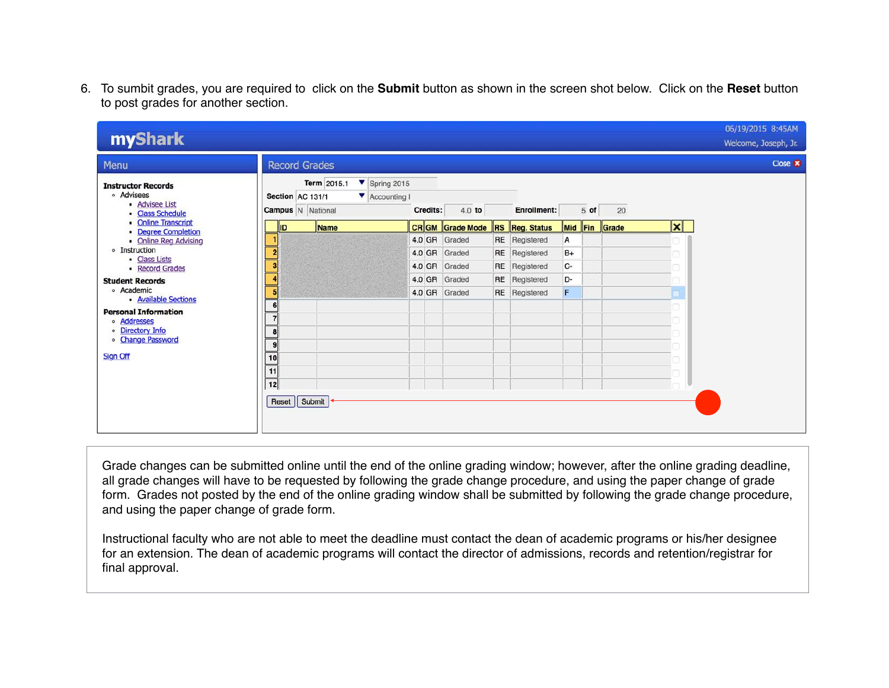6. To sumbit grades, you are required to click on the **Submit** button as shown in the screen shot below. Click on the **Reset** button to post grades for another section.

Grade changes can be submitted online until the end of the online grading window; however, after the online grading deadline, all grade changes will have to be requested by following the grade change procedure, and using the paper change of grade form. Grades not posted by the end of the online grading window shall be submitted by following the grade change procedure, and using the paper change of grade form.

Instructional faculty who are not able to meet the deadline must contact the dean of academic programs or his/her designee for an extension. The dean of academic programs will contact the director of admissions, records and retention/registrar for final approval.